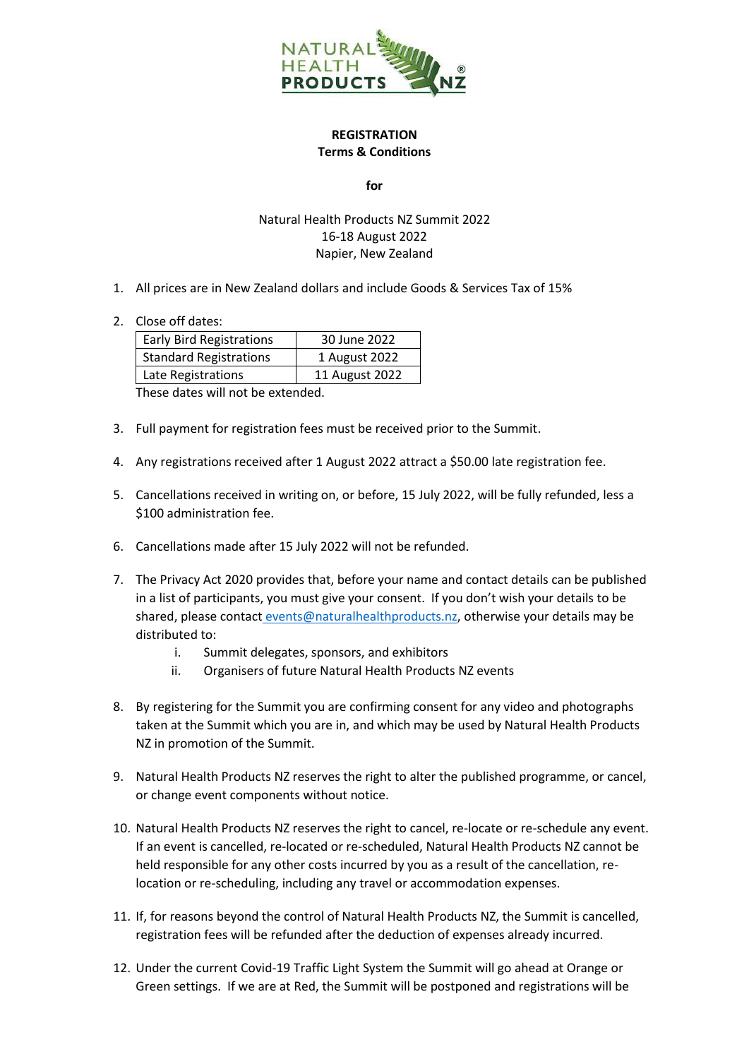**REGISTRATION**
**Terms & Conditions**

**for**

Natural Health Products NZ Summit 2022
16-18 August 2022
Napier, New Zealand

1. All prices are in New Zealand dollars and include Goods & Services Tax of 15%

2. Close off dates:

   | Early Bird Registrations | 30 June 2022 |
   | --- | --- |
   | Standard Registrations | 1 August 2022 |
   | Late Registrations | 11 August 2022 |

   These dates will not be extended.

3. Full payment for registration fees must be received prior to the Summit.

4. Any registrations received after 1 August 2022 attract a $50.00 late registration fee.

5. Cancellations received in writing on, or before, 15 July 2022, will be fully refunded, less a $100 administration fee.

6. Cancellations made after 15 July 2022 will not be refunded.

7. The Privacy Act 2020 provides that, before your name and contact details can be published in a list of participants, you must give your consent. If you don't wish your details to be shared, please contact events@naturalhealthproducts.nz, otherwise your details may be distributed to:
   i. Summit delegates, sponsors, and exhibitors
   ii. Organisers of future Natural Health Products NZ events

8. By registering for the Summit you are confirming consent for any video and photographs taken at the Summit which you are in, and which may be used by Natural Health Products NZ in promotion of the Summit.

9. Natural Health Products NZ reserves the right to alter the published programme, or cancel, or change event components without notice.

10. Natural Health Products NZ reserves the right to cancel, re-locate or re-schedule any event. If an event is cancelled, re-located or re-scheduled, Natural Health Products NZ cannot be held responsible for any other costs incurred by you as a result of the cancellation, re-location or re-scheduling, including any travel or accommodation expenses.

11. If, for reasons beyond the control of Natural Health Products NZ, the Summit is cancelled, registration fees will be refunded after the deduction of expenses already incurred.

12. Under the current Covid-19 Traffic Light System the Summit will go ahead at Orange or Green settings. If we are at Red, the Summit will be postponed and registrations will be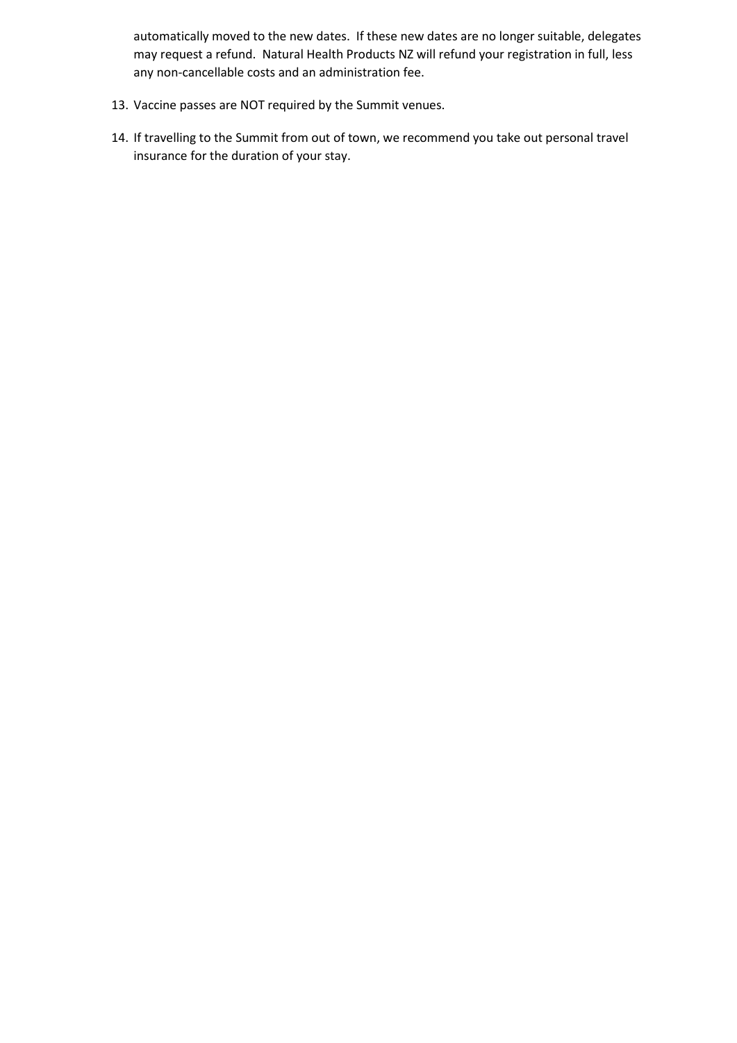automatically moved to the new dates. If these new dates are no longer suitable, delegates may request a refund. Natural Health Products NZ will refund your registration in full, less any non-cancellable costs and an administration fee.

13. Vaccine passes are NOT required by the Summit venues.

14. If travelling to the Summit from out of town, we recommend you take out personal travel insurance for the duration of your stay.